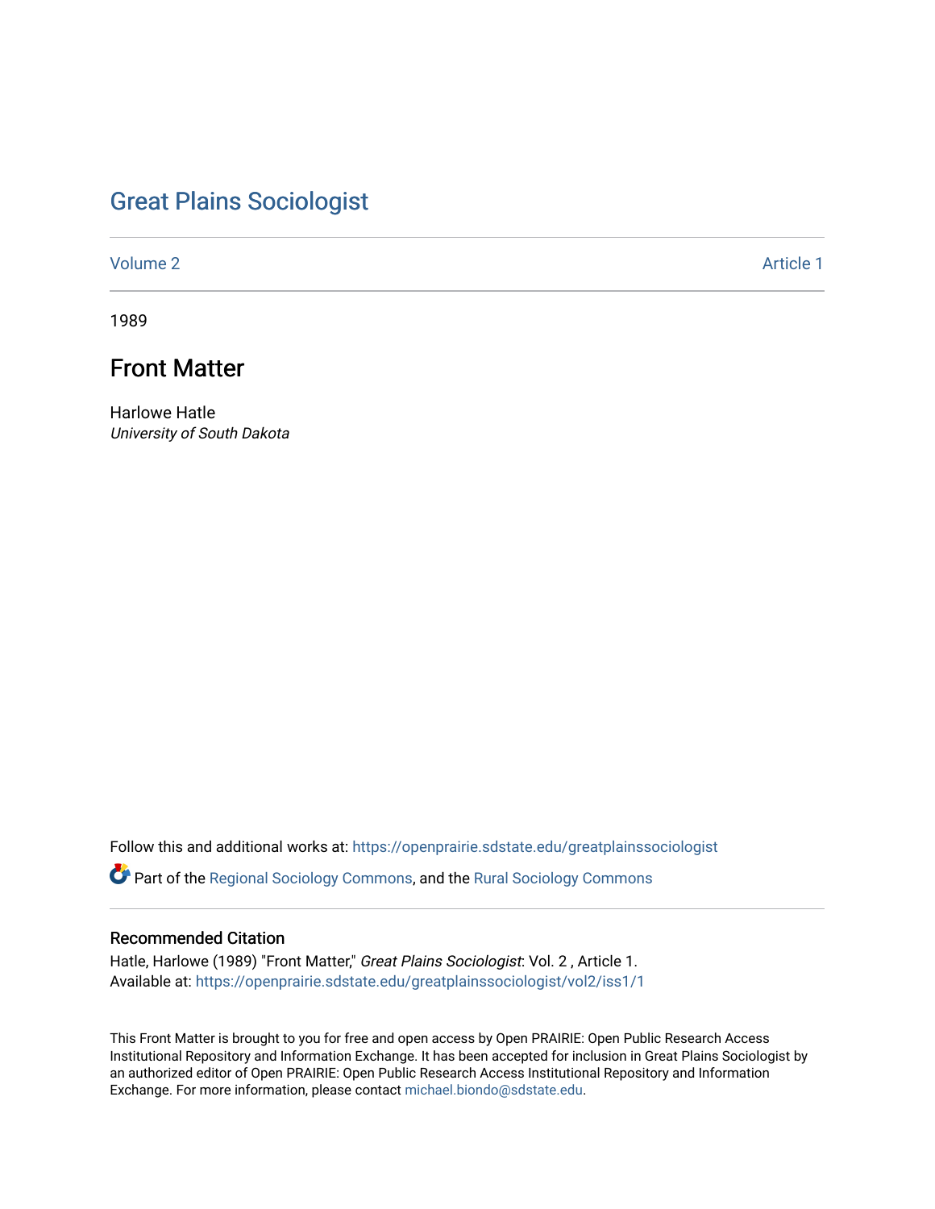# Great Plains Sociologist

Volume 2 | Article 1

1989

## Front Matter

Harlowe Hatle
*University of South Dakota*

Follow this and additional works at: https://openprairie.sdstate.edu/greatplainssociologist

Part of the Regional Sociology Commons, and the Rural Sociology Commons

### Recommended Citation

Hatle, Harlowe (1989) "Front Matter," *Great Plains Sociologist*: Vol. 2 , Article 1.
Available at: https://openprairie.sdstate.edu/greatplainssociologist/vol2/iss1/1

This Front Matter is brought to you for free and open access by Open PRAIRIE: Open Public Research Access Institutional Repository and Information Exchange. It has been accepted for inclusion in Great Plains Sociologist by an authorized editor of Open PRAIRIE: Open Public Research Access Institutional Repository and Information Exchange. For more information, please contact michael.biondo@sdstate.edu.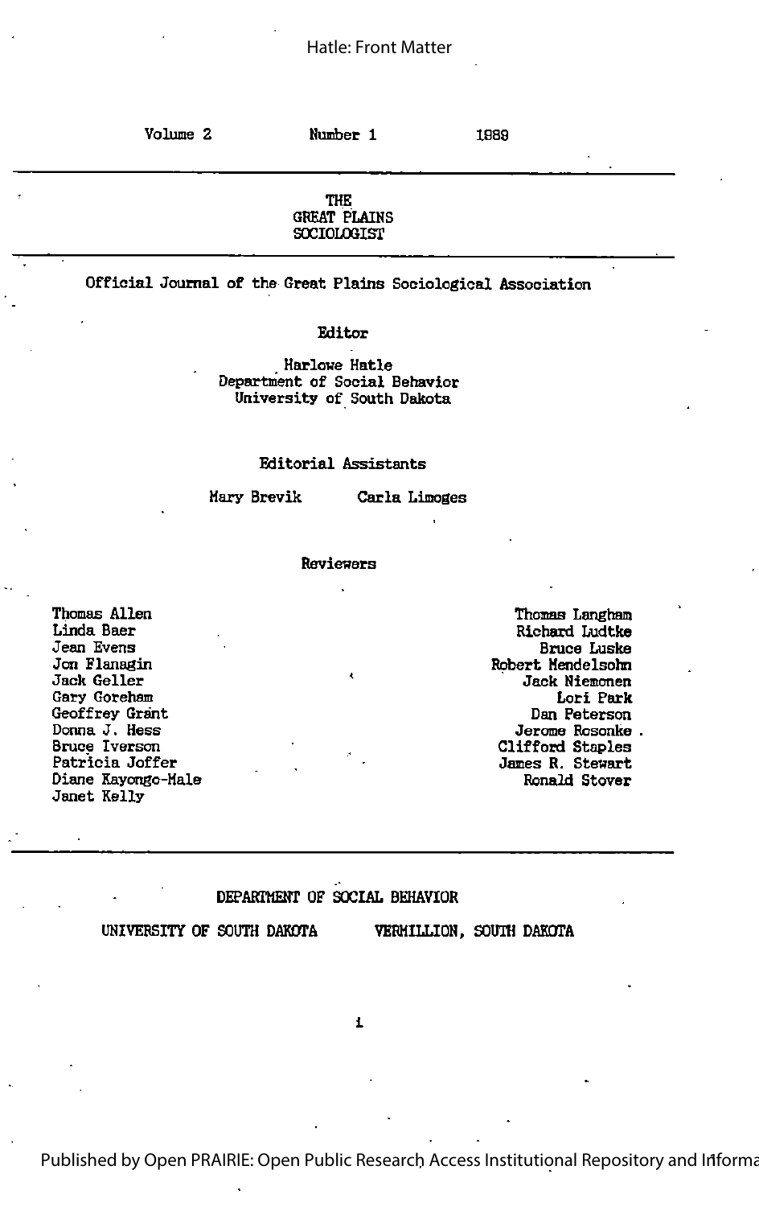Volume 2 Number 1 1989

# THE GREAT PLAINS SOCIOLOGIST

Official Journal of the Great Plains Sociological Association

**Editor**

Harlowe Hatle
Department of Social Behavior
University of South Dakota

**Editorial Assistants**

Mary Brevik Carla Limoges

**Reviewers**

Thomas Allen
Linda Baer
Jean Evens
Jon Flanagin
Jack Geller
Gary Goreham
Geoffrey Grant
Donna J. Hess
Bruce Iverson
Patricia Joffer
Diane Kayongo-Male
Janet Kelly
Thomas Langham
Richard Ludtke
Bruce Luske
Robert Mendelsohn
Jack Niemonen
Lori Park
Dan Peterson
Jerome Rosonke
Clifford Staples
James R. Stewart
Ronald Stover

DEPARTMENT OF SOCIAL BEHAVIOR

UNIVERSITY OF SOUTH DAKOTA VERMILLION, SOUTH DAKOTA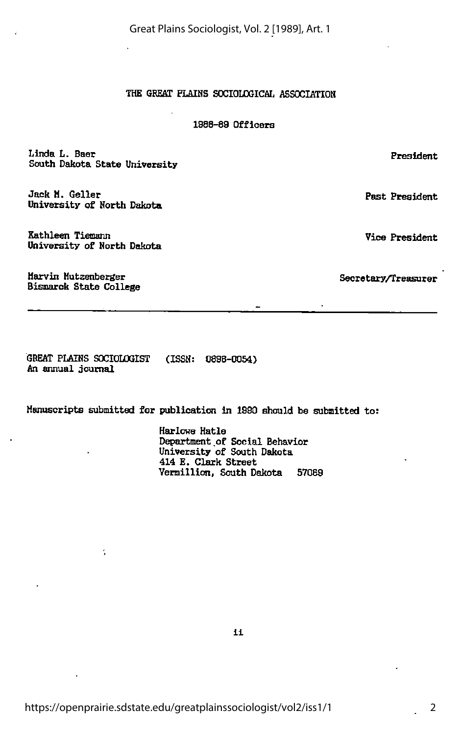# THE GREAT PLAINS SOCIOLOGICAL ASSOCIATION

## 1988-89 Officers

| | |
|---|---|
| Linda L. Baer<br>South Dakota State University | President |
| Jack M. Geller<br>University of North Dakota | Past President |
| Kathleen Tiemann<br>University of North Dakota | Vice President |
| Marvin Mutzenberger<br>Bismarck State College | Secretary/Treasurer |

---

GREAT PLAINS SOCIOLOGIST (ISSN: 0898-0054)
An annual journal

Manuscripts submitted for publication in 1990 should be submitted to:

Harlowe Hatle
Department of Social Behavior
University of South Dakota
414 E. Clark Street
Vermillion, South Dakota 57069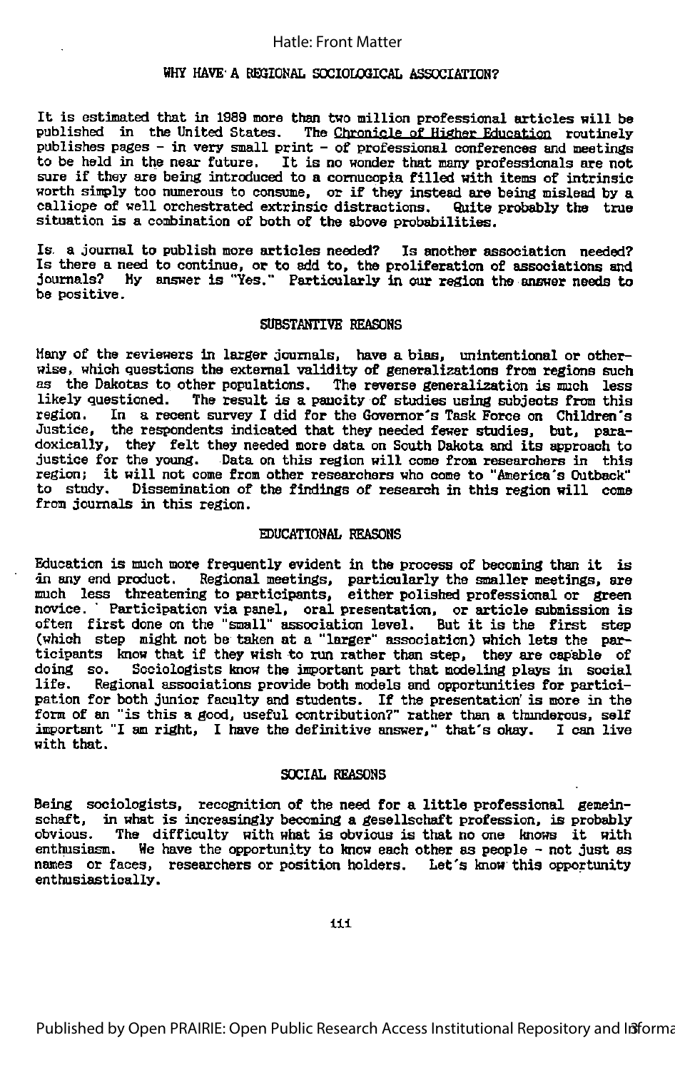## WHY HAVE A REGIONAL SOCIOLOGICAL ASSOCIATION?

It is estimated that in 1989 more than two million professional articles will be published in the United States. The Chronicle of Higher Education routinely publishes pages - in very small print - of professional conferences and meetings to be held in the near future. It is no wonder that many professionals are not sure if they are being introduced to a cornucopia filled with items of intrinsic worth simply too numerous to consume, or if they instead are being mislead by a calliope of well orchestrated extrinsic distractions. Quite probably the true situation is a combination of both of the above probabilities.

Is a journal to publish more articles needed? Is another association needed? Is there a need to continue, or to add to, the proliferation of associations and journals? My answer is "Yes." Particularly in our region the answer needs to be positive.

### SUBSTANTIVE REASONS

Many of the reviewers in larger journals, have a bias, unintentional or otherwise, which questions the external validity of generalizations from regions such as the Dakotas to other populations. The reverse generalization is much less likely questioned. The result is a paucity of studies using subjects from this region. In a recent survey I did for the Governor's Task Force on Children's Justice, the respondents indicated that they needed fewer studies, but, paradoxically, they felt they needed more data on South Dakota and its approach to justice for the young. Data on this region will come from researchers in this region; it will not come from other researchers who come to "America's Outback" to study. Dissemination of the findings of research in this region will come from journals in this region.

### EDUCATIONAL REASONS

Education is much more frequently evident in the process of becoming than it is in any end product. Regional meetings, particularly the smaller meetings, are much less threatening to participants, either polished professional or green novice. Participation via panel, oral presentation, or article submission is often first done on the "small" association level. But it is the first step (which step might not be taken at a "larger" association) which lets the participants know that if they wish to run rather than step, they are capable of doing so. Sociologists know the important part that modeling plays in social life. Regional associations provide both models and opportunities for participation for both junior faculty and students. If the presentation is more in the form of an "is this a good, useful contribution?" rather than a thunderous, self important "I am right, I have the definitive answer," that's okay. I can live with that.

### SOCIAL REASONS

Being sociologists, recognition of the need for a little professional gemeinschaft, in what is increasingly becoming a gesellschaft profession, is probably obvious. The difficulty with what is obvious is that no one knows it with enthusiasm. We have the opportunity to know each other as people - not just as names or faces, researchers or position holders. Let's know this opportunity enthusiastically.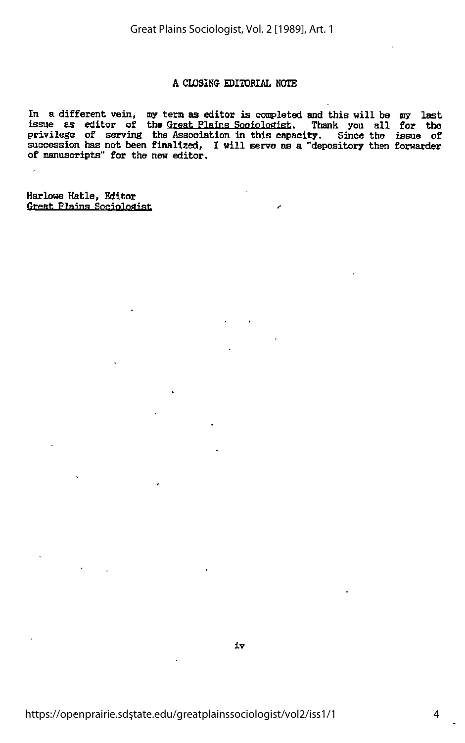# A CLOSING EDITORIAL NOTE

In a different vein, my term as editor is completed and this will be my last issue as editor of the Great Plains Sociologist. Thank you all for the privilege of serving the Association in this capacity. Since the issue of succession has not been finalized, I will serve as a "depository then forwarder of manuscripts" for the new editor.

Harlowe Hatle, Editor
Great Plains Sociologist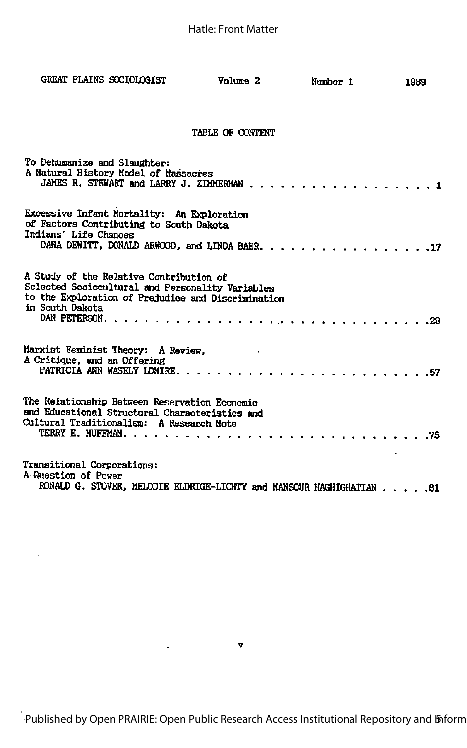GREAT PLAINS SOCIOLOGIST Volume 2 Number 1 1989

## TABLE OF CONTENT

To Dehumanize and Slaughter:
A Natural History Model of Massacres
JAMES R. STEWART and LARRY J. ZIMMERMAN . . . . . . . . . . . . . . . . . . 1

Excessive Infant Mortality: An Exploration
of Factors Contributing to South Dakota
Indians' Life Chances
DANA DEWITT, DONALD ARWOOD, and LINDA BAER. . . . . . . . . . . . . . . . . .17

A Study of the Relative Contribution of
Selected Sociocultural and Personality Variables
to the Exploration of Prejudice and Discrimination
in South Dakota
DAN PETERSON. . . . . . . . . . . . . . . . . . . . . . . . . . . . . .29

Marxist Feminist Theory: A Review,
A Critique, and an Offering
PATRICIA ANN WASELY LOMIRE. . . . . . . . . . . . . . . . . . . . . . . . .57

The Relationship Between Reservation Economic
and Educational Structural Characteristics and
Cultural Traditionalism: A Research Note
TERRY E. HUFFMAN. . . . . . . . . . . . . . . . . . . . . . . . . . . . .75

Transitional Corporations:
A Question of Power
RONALD G. STOVER, MELODIE ELDRIGE-LICHTY and MANSOUR HAGHIGHATIAN . . . . .81